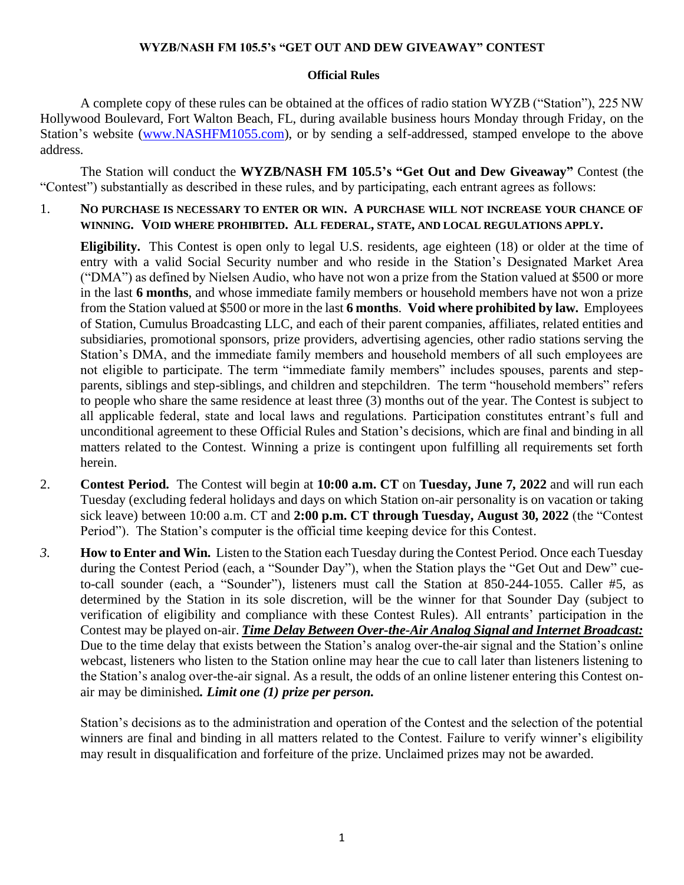# WYZB/NASH FM 105.5's "GET OUT AND DEW GIVEAWAY" CONTEST

## Official Rules

A complete copy of these rules can be obtained at the offices of radio station WYZB ("Station"), 225 NW Hollywood Boulevard, Fort Walton Beach, FL, during available business hours Monday through Friday, on the Station's website (www.NASHFM1055.com), or by sending a self-addressed, stamped envelope to the above address.

The Station will conduct the **WYZB/NASH FM 105.5's "Get Out and Dew Giveaway"** Contest (the "Contest") substantially as described in these rules, and by participating, each entrant agrees as follows:

1. **NO PURCHASE IS NECESSARY TO ENTER OR WIN. A PURCHASE WILL NOT INCREASE YOUR CHANCE OF WINNING. VOID WHERE PROHIBITED. ALL FEDERAL, STATE, AND LOCAL REGULATIONS APPLY.**

   **Eligibility.** This Contest is open only to legal U.S. residents, age eighteen (18) or older at the time of entry with a valid Social Security number and who reside in the Station's Designated Market Area ("DMA") as defined by Nielsen Audio, who have not won a prize from the Station valued at $500 or more in the last **6 months**, and whose immediate family members or household members have not won a prize from the Station valued at $500 or more in the last **6 months**. **Void where prohibited by law.** Employees of Station, Cumulus Broadcasting LLC, and each of their parent companies, affiliates, related entities and subsidiaries, promotional sponsors, prize providers, advertising agencies, other radio stations serving the Station's DMA, and the immediate family members and household members of all such employees are not eligible to participate. The term "immediate family members" includes spouses, parents and step-parents, siblings and step-siblings, and children and stepchildren. The term "household members" refers to people who share the same residence at least three (3) months out of the year. The Contest is subject to all applicable federal, state and local laws and regulations. Participation constitutes entrant's full and unconditional agreement to these Official Rules and Station's decisions, which are final and binding in all matters related to the Contest. Winning a prize is contingent upon fulfilling all requirements set forth herein.

2. **Contest Period.** The Contest will begin at **10:00 a.m. CT** on **Tuesday, June 7, 2022** and will run each Tuesday (excluding federal holidays and days on which Station on-air personality is on vacation or taking sick leave) between 10:00 a.m. CT and **2:00 p.m. CT through Tuesday, August 30, 2022** (the "Contest Period"). The Station's computer is the official time keeping device for this Contest.

3. **How to Enter and Win.** Listen to the Station each Tuesday during the Contest Period. Once each Tuesday during the Contest Period (each, a "Sounder Day"), when the Station plays the "Get Out and Dew" cue-to-call sounder (each, a "Sounder"), listeners must call the Station at 850-244-1055. Caller #5, as determined by the Station in its sole discretion, will be the winner for that Sounder Day (subject to verification of eligibility and compliance with these Contest Rules). All entrants' participation in the Contest may be played on-air. ***Time Delay Between Over-the-Air Analog Signal and Internet Broadcast:*** Due to the time delay that exists between the Station's analog over-the-air signal and the Station's online webcast, listeners who listen to the Station online may hear the cue to call later than listeners listening to the Station's analog over-the-air signal. As a result, the odds of an online listener entering this Contest on-air may be diminished***. Limit one (1) prize per person.***

   Station's decisions as to the administration and operation of the Contest and the selection of the potential winners are final and binding in all matters related to the Contest. Failure to verify winner's eligibility may result in disqualification and forfeiture of the prize. Unclaimed prizes may not be awarded.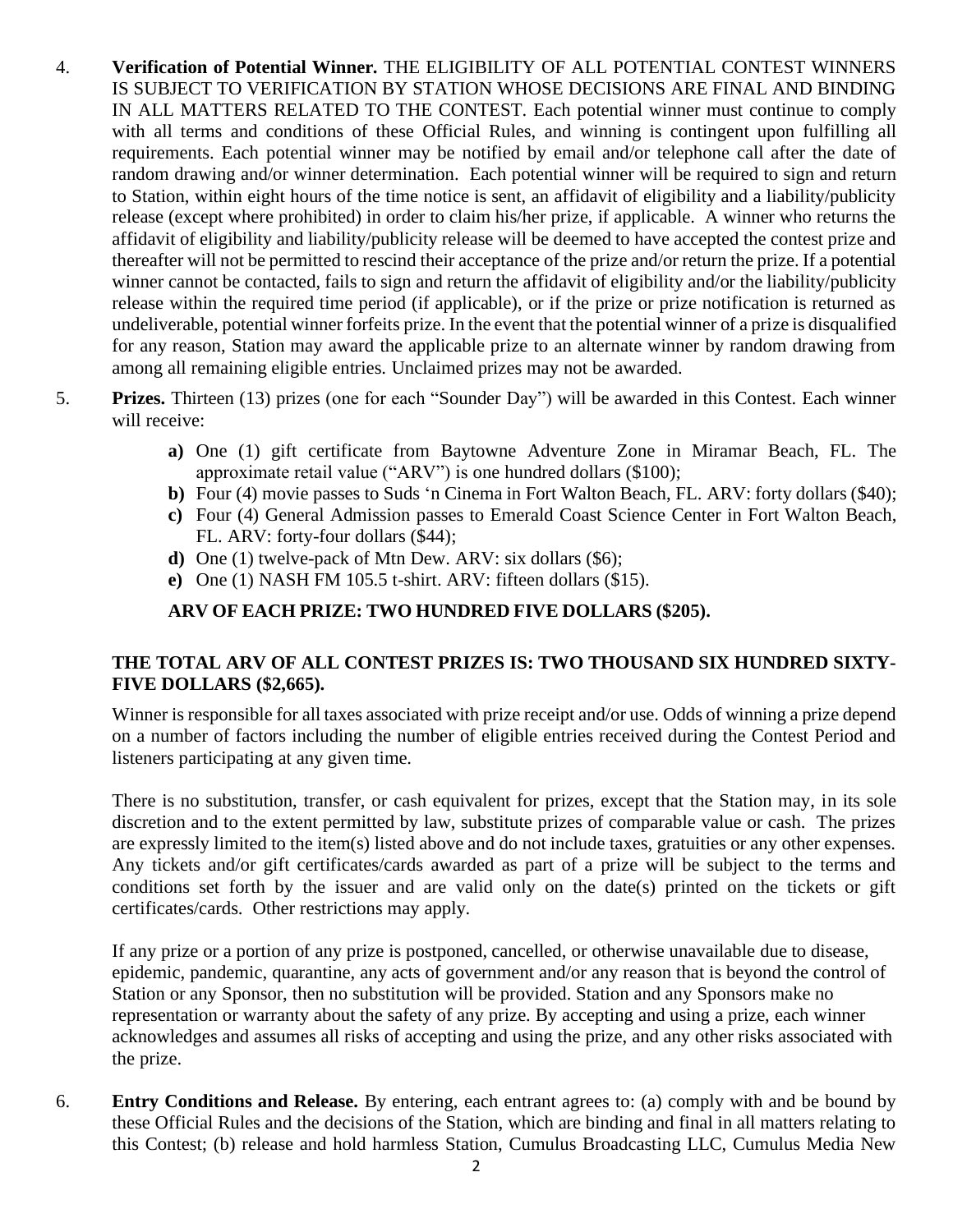4. **Verification of Potential Winner.** THE ELIGIBILITY OF ALL POTENTIAL CONTEST WINNERS IS SUBJECT TO VERIFICATION BY STATION WHOSE DECISIONS ARE FINAL AND BINDING IN ALL MATTERS RELATED TO THE CONTEST. Each potential winner must continue to comply with all terms and conditions of these Official Rules, and winning is contingent upon fulfilling all requirements. Each potential winner may be notified by email and/or telephone call after the date of random drawing and/or winner determination. Each potential winner will be required to sign and return to Station, within eight hours of the time notice is sent, an affidavit of eligibility and a liability/publicity release (except where prohibited) in order to claim his/her prize, if applicable. A winner who returns the affidavit of eligibility and liability/publicity release will be deemed to have accepted the contest prize and thereafter will not be permitted to rescind their acceptance of the prize and/or return the prize. If a potential winner cannot be contacted, fails to sign and return the affidavit of eligibility and/or the liability/publicity release within the required time period (if applicable), or if the prize or prize notification is returned as undeliverable, potential winner forfeits prize. In the event that the potential winner of a prize is disqualified for any reason, Station may award the applicable prize to an alternate winner by random drawing from among all remaining eligible entries. Unclaimed prizes may not be awarded.

5. **Prizes.** Thirteen (13) prizes (one for each "Sounder Day") will be awarded in this Contest. Each winner will receive:

   **a)** One (1) gift certificate from Baytowne Adventure Zone in Miramar Beach, FL. The approximate retail value ("ARV") is one hundred dollars ($100);
   **b)** Four (4) movie passes to Suds 'n Cinema in Fort Walton Beach, FL. ARV: forty dollars ($40);
   **c)** Four (4) General Admission passes to Emerald Coast Science Center in Fort Walton Beach, FL. ARV: forty-four dollars ($44);
   **d)** One (1) twelve-pack of Mtn Dew. ARV: six dollars ($6);
   **e)** One (1) NASH FM 105.5 t-shirt. ARV: fifteen dollars ($15).

   **ARV OF EACH PRIZE: TWO HUNDRED FIVE DOLLARS ($205).**

   **THE TOTAL ARV OF ALL CONTEST PRIZES IS: TWO THOUSAND SIX HUNDRED SIXTY-FIVE DOLLARS ($2,665).**

   Winner is responsible for all taxes associated with prize receipt and/or use. Odds of winning a prize depend on a number of factors including the number of eligible entries received during the Contest Period and listeners participating at any given time.

   There is no substitution, transfer, or cash equivalent for prizes, except that the Station may, in its sole discretion and to the extent permitted by law, substitute prizes of comparable value or cash. The prizes are expressly limited to the item(s) listed above and do not include taxes, gratuities or any other expenses. Any tickets and/or gift certificates/cards awarded as part of a prize will be subject to the terms and conditions set forth by the issuer and are valid only on the date(s) printed on the tickets or gift certificates/cards. Other restrictions may apply.

   If any prize or a portion of any prize is postponed, cancelled, or otherwise unavailable due to disease, epidemic, pandemic, quarantine, any acts of government and/or any reason that is beyond the control of Station or any Sponsor, then no substitution will be provided. Station and any Sponsors make no representation or warranty about the safety of any prize. By accepting and using a prize, each winner acknowledges and assumes all risks of accepting and using the prize, and any other risks associated with the prize.

6. **Entry Conditions and Release.** By entering, each entrant agrees to: (a) comply with and be bound by these Official Rules and the decisions of the Station, which are binding and final in all matters relating to this Contest; (b) release and hold harmless Station, Cumulus Broadcasting LLC, Cumulus Media New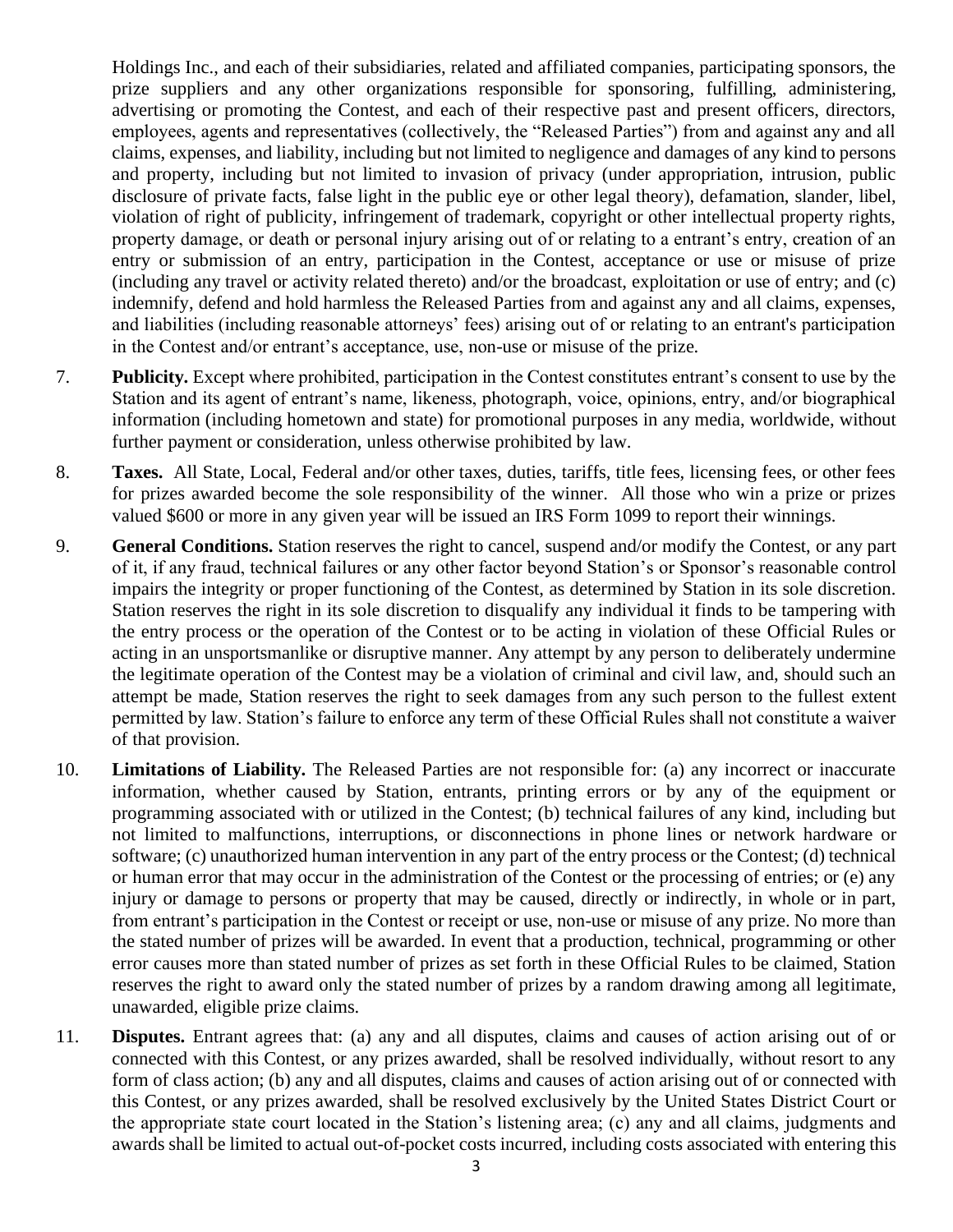Holdings Inc., and each of their subsidiaries, related and affiliated companies, participating sponsors, the prize suppliers and any other organizations responsible for sponsoring, fulfilling, administering, advertising or promoting the Contest, and each of their respective past and present officers, directors, employees, agents and representatives (collectively, the "Released Parties") from and against any and all claims, expenses, and liability, including but not limited to negligence and damages of any kind to persons and property, including but not limited to invasion of privacy (under appropriation, intrusion, public disclosure of private facts, false light in the public eye or other legal theory), defamation, slander, libel, violation of right of publicity, infringement of trademark, copyright or other intellectual property rights, property damage, or death or personal injury arising out of or relating to a entrant's entry, creation of an entry or submission of an entry, participation in the Contest, acceptance or use or misuse of prize (including any travel or activity related thereto) and/or the broadcast, exploitation or use of entry; and (c) indemnify, defend and hold harmless the Released Parties from and against any and all claims, expenses, and liabilities (including reasonable attorneys' fees) arising out of or relating to an entrant's participation in the Contest and/or entrant's acceptance, use, non-use or misuse of the prize.

7. **Publicity.** Except where prohibited, participation in the Contest constitutes entrant's consent to use by the Station and its agent of entrant's name, likeness, photograph, voice, opinions, entry, and/or biographical information (including hometown and state) for promotional purposes in any media, worldwide, without further payment or consideration, unless otherwise prohibited by law.

8. **Taxes.** All State, Local, Federal and/or other taxes, duties, tariffs, title fees, licensing fees, or other fees for prizes awarded become the sole responsibility of the winner. All those who win a prize or prizes valued $600 or more in any given year will be issued an IRS Form 1099 to report their winnings.

9. **General Conditions.** Station reserves the right to cancel, suspend and/or modify the Contest, or any part of it, if any fraud, technical failures or any other factor beyond Station's or Sponsor's reasonable control impairs the integrity or proper functioning of the Contest, as determined by Station in its sole discretion. Station reserves the right in its sole discretion to disqualify any individual it finds to be tampering with the entry process or the operation of the Contest or to be acting in violation of these Official Rules or acting in an unsportsmanlike or disruptive manner. Any attempt by any person to deliberately undermine the legitimate operation of the Contest may be a violation of criminal and civil law, and, should such an attempt be made, Station reserves the right to seek damages from any such person to the fullest extent permitted by law. Station's failure to enforce any term of these Official Rules shall not constitute a waiver of that provision.

10. **Limitations of Liability.** The Released Parties are not responsible for: (a) any incorrect or inaccurate information, whether caused by Station, entrants, printing errors or by any of the equipment or programming associated with or utilized in the Contest; (b) technical failures of any kind, including but not limited to malfunctions, interruptions, or disconnections in phone lines or network hardware or software; (c) unauthorized human intervention in any part of the entry process or the Contest; (d) technical or human error that may occur in the administration of the Contest or the processing of entries; or (e) any injury or damage to persons or property that may be caused, directly or indirectly, in whole or in part, from entrant's participation in the Contest or receipt or use, non-use or misuse of any prize. No more than the stated number of prizes will be awarded. In event that a production, technical, programming or other error causes more than stated number of prizes as set forth in these Official Rules to be claimed, Station reserves the right to award only the stated number of prizes by a random drawing among all legitimate, unawarded, eligible prize claims.

11. **Disputes.** Entrant agrees that: (a) any and all disputes, claims and causes of action arising out of or connected with this Contest, or any prizes awarded, shall be resolved individually, without resort to any form of class action; (b) any and all disputes, claims and causes of action arising out of or connected with this Contest, or any prizes awarded, shall be resolved exclusively by the United States District Court or the appropriate state court located in the Station's listening area; (c) any and all claims, judgments and awards shall be limited to actual out-of-pocket costs incurred, including costs associated with entering this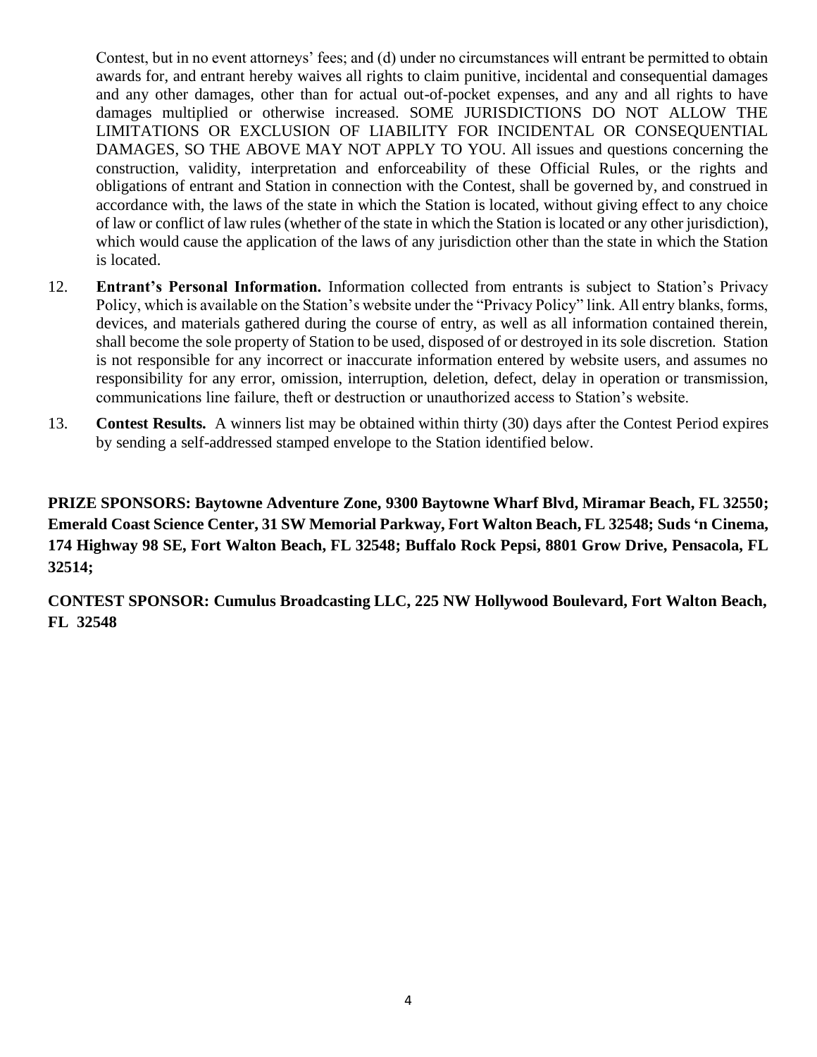Contest, but in no event attorneys' fees; and (d) under no circumstances will entrant be permitted to obtain awards for, and entrant hereby waives all rights to claim punitive, incidental and consequential damages and any other damages, other than for actual out-of-pocket expenses, and any and all rights to have damages multiplied or otherwise increased. SOME JURISDICTIONS DO NOT ALLOW THE LIMITATIONS OR EXCLUSION OF LIABILITY FOR INCIDENTAL OR CONSEQUENTIAL DAMAGES, SO THE ABOVE MAY NOT APPLY TO YOU. All issues and questions concerning the construction, validity, interpretation and enforceability of these Official Rules, or the rights and obligations of entrant and Station in connection with the Contest, shall be governed by, and construed in accordance with, the laws of the state in which the Station is located, without giving effect to any choice of law or conflict of law rules (whether of the state in which the Station is located or any other jurisdiction), which would cause the application of the laws of any jurisdiction other than the state in which the Station is located.

12. **Entrant's Personal Information.** Information collected from entrants is subject to Station's Privacy Policy, which is available on the Station's website under the "Privacy Policy" link. All entry blanks, forms, devices, and materials gathered during the course of entry, as well as all information contained therein, shall become the sole property of Station to be used, disposed of or destroyed in its sole discretion. Station is not responsible for any incorrect or inaccurate information entered by website users, and assumes no responsibility for any error, omission, interruption, deletion, defect, delay in operation or transmission, communications line failure, theft or destruction or unauthorized access to Station's website.

13. **Contest Results.** A winners list may be obtained within thirty (30) days after the Contest Period expires by sending a self-addressed stamped envelope to the Station identified below.

**PRIZE SPONSORS: Baytowne Adventure Zone, 9300 Baytowne Wharf Blvd, Miramar Beach, FL 32550; Emerald Coast Science Center, 31 SW Memorial Parkway, Fort Walton Beach, FL 32548; Suds 'n Cinema, 174 Highway 98 SE, Fort Walton Beach, FL 32548; Buffalo Rock Pepsi, 8801 Grow Drive, Pensacola, FL 32514;**

**CONTEST SPONSOR: Cumulus Broadcasting LLC, 225 NW Hollywood Boulevard, Fort Walton Beach, FL 32548**